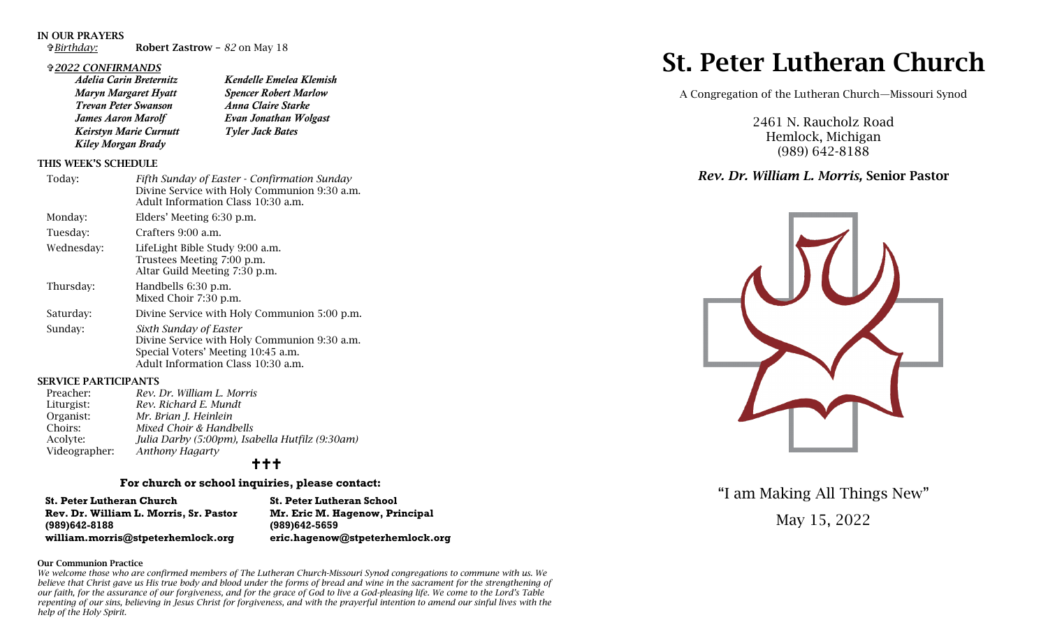**IN OUR PRAYERS**

✞*Birthday:* **Robert Zastrow** – *82* on May 18

✞***2022 CONFIRMANDS***

| | |
|---|---|
| ***Adelia Carin Breternitz*** | ***Kendelle Emelea Klemish*** |
| ***Maryn Margaret Hyatt*** | ***Spencer Robert Marlow*** |
| ***Trevan Peter Swanson*** | ***Anna Claire Starke*** |
| ***James Aaron Marolf*** | ***Evan Jonathan Wolgast*** |
| ***Keirstyn Marie Curnutt*** | ***Tyler Jack Bates*** |
| ***Kiley Morgan Brady*** | |

**THIS WEEK'S SCHEDULE**

| | |
|---|---|
| Today: | *Fifth Sunday of Easter - Confirmation Sunday*<br>Divine Service with Holy Communion 9:30 a.m.<br>Adult Information Class 10:30 a.m. |
| Monday: | Elders' Meeting 6:30 p.m. |
| Tuesday: | Crafters 9:00 a.m. |
| Wednesday: | LifeLight Bible Study 9:00 a.m.<br>Trustees Meeting 7:00 p.m.<br>Altar Guild Meeting 7:30 p.m. |
| Thursday: | Handbells 6:30 p.m.<br>Mixed Choir 7:30 p.m. |
| Saturday: | Divine Service with Holy Communion 5:00 p.m. |
| Sunday: | *Sixth Sunday of Easter*<br>Divine Service with Holy Communion 9:30 a.m.<br>Special Voters' Meeting 10:45 a.m.<br>Adult Information Class 10:30 a.m. |

**SERVICE PARTICIPANTS**

| | |
|---|---|
| Preacher: | *Rev. Dr. William L. Morris* |
| Liturgist: | *Rev. Richard E. Mundt* |
| Organist: | *Mr. Brian J. Heinlein* |
| Choirs: | *Mixed Choir & Handbells* |
| Acolyte: | *Julia Darby (5:00pm), Isabella Hutfilz (9:30am)* |
| Videographer: | *Anthony Hagarty* |

✝✝✝

**For church or school inquiries, please contact:**

| | |
|---|---|
| **St. Peter Lutheran Church** | **St. Peter Lutheran School** |
| **Rev. Dr. William L. Morris, Sr. Pastor** | **Mr. Eric M. Hagenow, Principal** |
| **(989)642-8188** | **(989)642-5659** |
| **william.morris@stpeterhemlock.org** | **eric.hagenow@stpeterhemlock.org** |

**Our Communion Practice**

*We welcome those who are confirmed members of The Lutheran Church-Missouri Synod congregations to commune with us. We believe that Christ gave us His true body and blood under the forms of bread and wine in the sacrament for the strengthening of our faith, for the assurance of our forgiveness, and for the grace of God to live a God-pleasing life. We come to the Lord's Table repenting of our sins, believing in Jesus Christ for forgiveness, and with the prayerful intention to amend our sinful lives with the help of the Holy Spirit.*

# St. Peter Lutheran Church

A Congregation of the Lutheran Church—Missouri Synod

2461 N. Raucholz Road
Hemlock, Michigan
(989) 642-8188

***Rev. Dr. William L. Morris,* Senior Pastor**

"I am Making All Things New"

May 15, 2022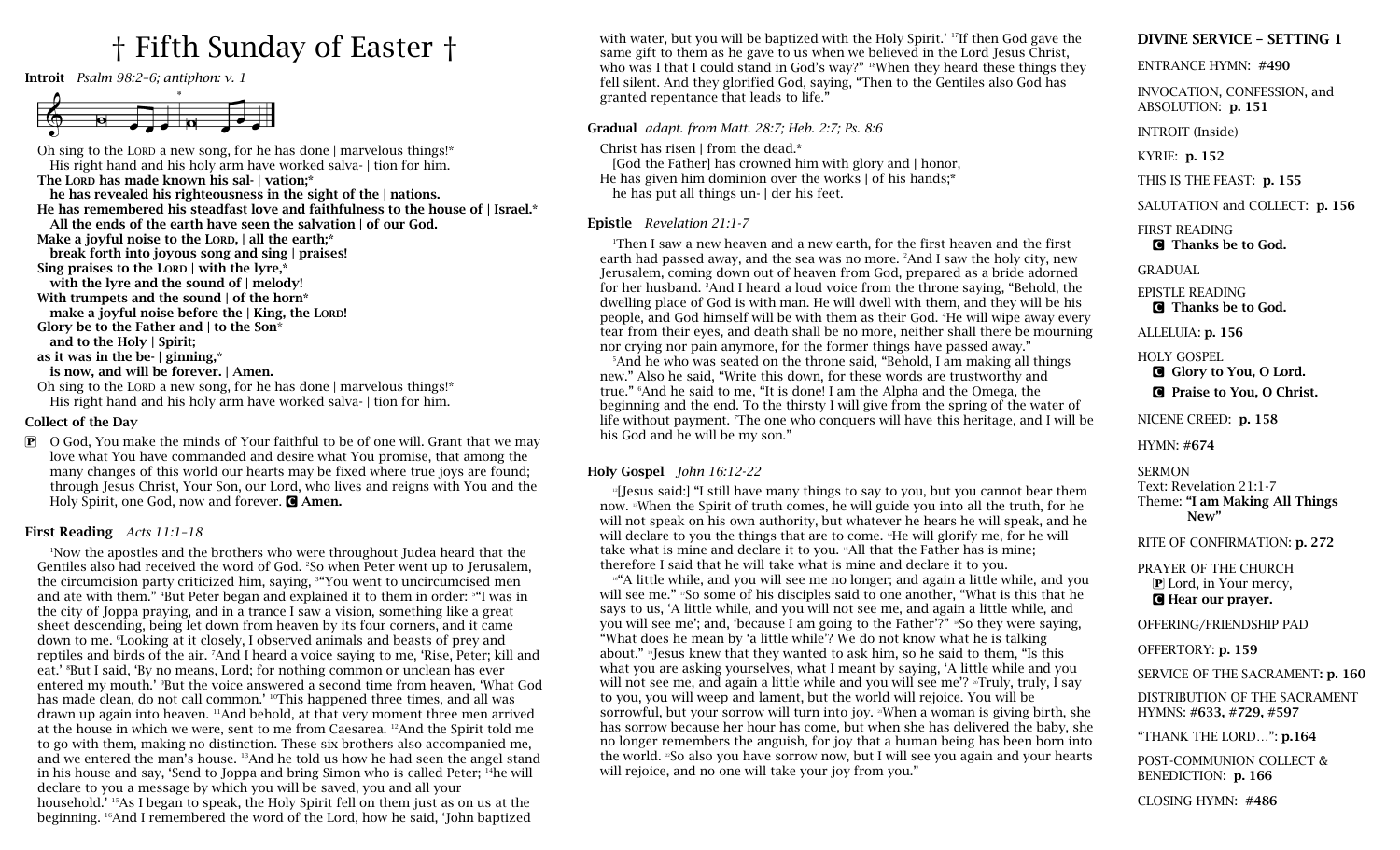# † Fifth Sunday of Easter †

**Introit** *Psalm 98:2–6; antiphon: v. 1*

Oh sing to the LORD a new song, for he has done | marvelous things!*
His right hand and his holy arm have worked salva- | tion for him.
**The LORD has made known his sal- | vation;***
**he has revealed his righteousness in the sight of the | nations.**
He has remembered his steadfast love and faithfulness to the house of | Israel.*
**All the ends of the earth have seen the salvation | of our God.**
**Make a joyful noise to the LORD, | all the earth;***
**break forth into joyous song and sing | praises!**
**Sing praises to the LORD | with the lyre,***
**with the lyre and the sound of | melody!**
**With trumpets and the sound | of the horn***
**make a joyful noise before the | King, the LORD!**
**Glory be to the Father and | to the Son***
**and to the Holy | Spirit;**
**as it was in the be- | ginning,***
**is now, and will be forever. | Amen.**
Oh sing to the LORD a new song, for he has done | marvelous things!*
His right hand and his holy arm have worked salva- | tion for him.

### Collect of the Day

P O God, You make the minds of Your faithful to be of one will. Grant that we may love what You have commanded and desire what You promise, that among the many changes of this world our hearts may be fixed where true joys are found; through Jesus Christ, Your Son, our Lord, who lives and reigns with You and the Holy Spirit, one God, now and forever. C **Amen.**

### First Reading *Acts 11:1–18*

[1]Now the apostles and the brothers who were throughout Judea heard that the Gentiles also had received the word of God. [2]So when Peter went up to Jerusalem, the circumcision party criticized him, saying, [3]"You went to uncircumcised men and ate with them." [4]But Peter began and explained it to them in order: [5]"I was in the city of Joppa praying, and in a trance I saw a vision, something like a great sheet descending, being let down from heaven by its four corners, and it came down to me. [6]Looking at it closely, I observed animals and beasts of prey and reptiles and birds of the air. [7]And I heard a voice saying to me, 'Rise, Peter; kill and eat.' [8]But I said, 'By no means, Lord; for nothing common or unclean has ever entered my mouth.' [9]But the voice answered a second time from heaven, 'What God has made clean, do not call common.' [10]This happened three times, and all was drawn up again into heaven. [11]And behold, at that very moment three men arrived at the house in which we were, sent to me from Caesarea. [12]And the Spirit told me to go with them, making no distinction. These six brothers also accompanied me, and we entered the man's house. [13]And he told us how he had seen the angel stand in his house and say, 'Send to Joppa and bring Simon who is called Peter; [14]he will declare to you a message by which you will be saved, you and all your household.' [15]As I began to speak, the Holy Spirit fell on them just as on us at the beginning. [16]And I remembered the word of the Lord, how he said, 'John baptized with water, but you will be baptized with the Holy Spirit.' [17]If then God gave the same gift to them as he gave to us when we believed in the Lord Jesus Christ, who was I that I could stand in God's way?" [18]When they heard these things they fell silent. And they glorified God, saying, "Then to the Gentiles also God has granted repentance that leads to life."

### Gradual *adapt. from Matt. 28:7; Heb. 2:7; Ps. 8:6*

Christ has risen | from the dead.*
[God the Father] has crowned him with glory and | honor,
He has given him dominion over the works | of his hands;*
he has put all things un- | der his feet.

### Epistle *Revelation 21:1-7*

[1]Then I saw a new heaven and a new earth, for the first heaven and the first earth had passed away, and the sea was no more. [2]And I saw the holy city, new Jerusalem, coming down out of heaven from God, prepared as a bride adorned for her husband. [3]And I heard a loud voice from the throne saying, "Behold, the dwelling place of God is with man. He will dwell with them, and they will be his people, and God himself will be with them as their God. [4]He will wipe away every tear from their eyes, and death shall be no more, neither shall there be mourning nor crying nor pain anymore, for the former things have passed away."
[5]And he who was seated on the throne said, "Behold, I am making all things new." Also he said, "Write this down, for these words are trustworthy and true." [6]And he said to me, "It is done! I am the Alpha and the Omega, the beginning and the end. To the thirsty I will give from the spring of the water of life without payment. [7]The one who conquers will have this heritage, and I will be his God and he will be my son."

### Holy Gospel *John 16:12-22*

[12][Jesus said:] "I still have many things to say to you, but you cannot bear them now. [13]When the Spirit of truth comes, he will guide you into all the truth, for he will not speak on his own authority, but whatever he hears he will speak, and he will declare to you the things that are to come. [14]He will glorify me, for he will take what is mine and declare it to you. [15]All that the Father has is mine; therefore I said that he will take what is mine and declare it to you.
[16]"A little while, and you will see me no longer; and again a little while, and you will see me." [17]So some of his disciples said to one another, "What is this that he says to us, 'A little while, and you will not see me, and again a little while, and you will see me'; and, 'because I am going to the Father'?" [18]So they were saying, "What does he mean by 'a little while'? We do not know what he is talking about." [19]Jesus knew that they wanted to ask him, so he said to them, "Is this what you are asking yourselves, what I meant by saying, 'A little while and you will not see me, and again a little while and you will see me'? [20]Truly, truly, I say to you, you will weep and lament, but the world will rejoice. You will be sorrowful, but your sorrow will turn into joy. [21]When a woman is giving birth, she has sorrow because her hour has come, but when she has delivered the baby, she no longer remembers the anguish, for joy that a human being has been born into the world. [22]So also you have sorrow now, but I will see you again and your hearts will rejoice, and no one will take your joy from you."

### DIVINE SERVICE – SETTING 1

ENTRANCE HYMN: **#490**

INVOCATION, CONFESSION, and ABSOLUTION: **p. 151**

INTROIT (Inside)

KYRIE: **p. 152**

THIS IS THE FEAST: **p. 155**

SALUTATION and COLLECT: **p. 156**

FIRST READING
C **Thanks be to God.**

GRADUAL

EPISTLE READING
C **Thanks be to God.**

ALLELUIA: **p. 156**

HOLY GOSPEL
C **Glory to You, O Lord.**
C **Praise to You, O Christ.**

NICENE CREED: **p. 158**

HYMN: **#674**

SERMON
Text: Revelation 21:1-7
Theme: **"I am Making All Things New"**

RITE OF CONFIRMATION: **p. 272**

PRAYER OF THE CHURCH
P Lord, in Your mercy,
C **Hear our prayer.**

OFFERING/FRIENDSHIP PAD

OFFERTORY: **p. 159**

SERVICE OF THE SACRAMENT: **p. 160**

DISTRIBUTION OF THE SACRAMENT HYMNS: **#633, #729, #597**

"THANK THE LORD…": **p.164**

POST-COMMUNION COLLECT & BENEDICTION: **p. 166**

CLOSING HYMN: **#486**